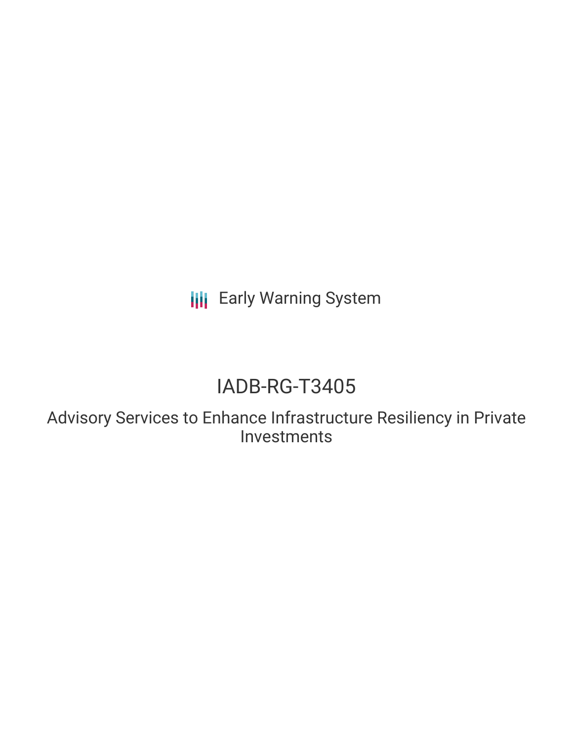Early Warning System

# IADB-RG-T3405

## Advisory Services to Enhance Infrastructure Resiliency in Private Investments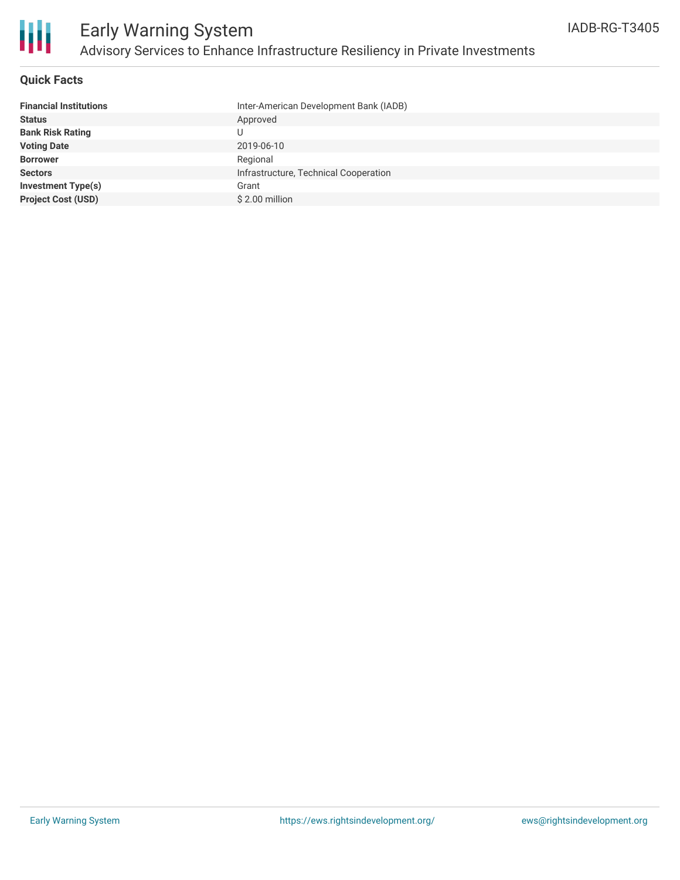# Advisory Services to Enhance Infrastructure Resiliency in Private Investments

IADB-RG-T3405

## Quick Facts

| | |
|---|---|
| **Financial Institutions** | Inter-American Development Bank (IADB) |
| **Status** | Approved |
| **Bank Risk Rating** | U |
| **Voting Date** | 2019-06-10 |
| **Borrower** | Regional |
| **Sectors** | Infrastructure, Technical Cooperation |
| **Investment Type(s)** | Grant |
| **Project Cost (USD)** | $ 2.00 million |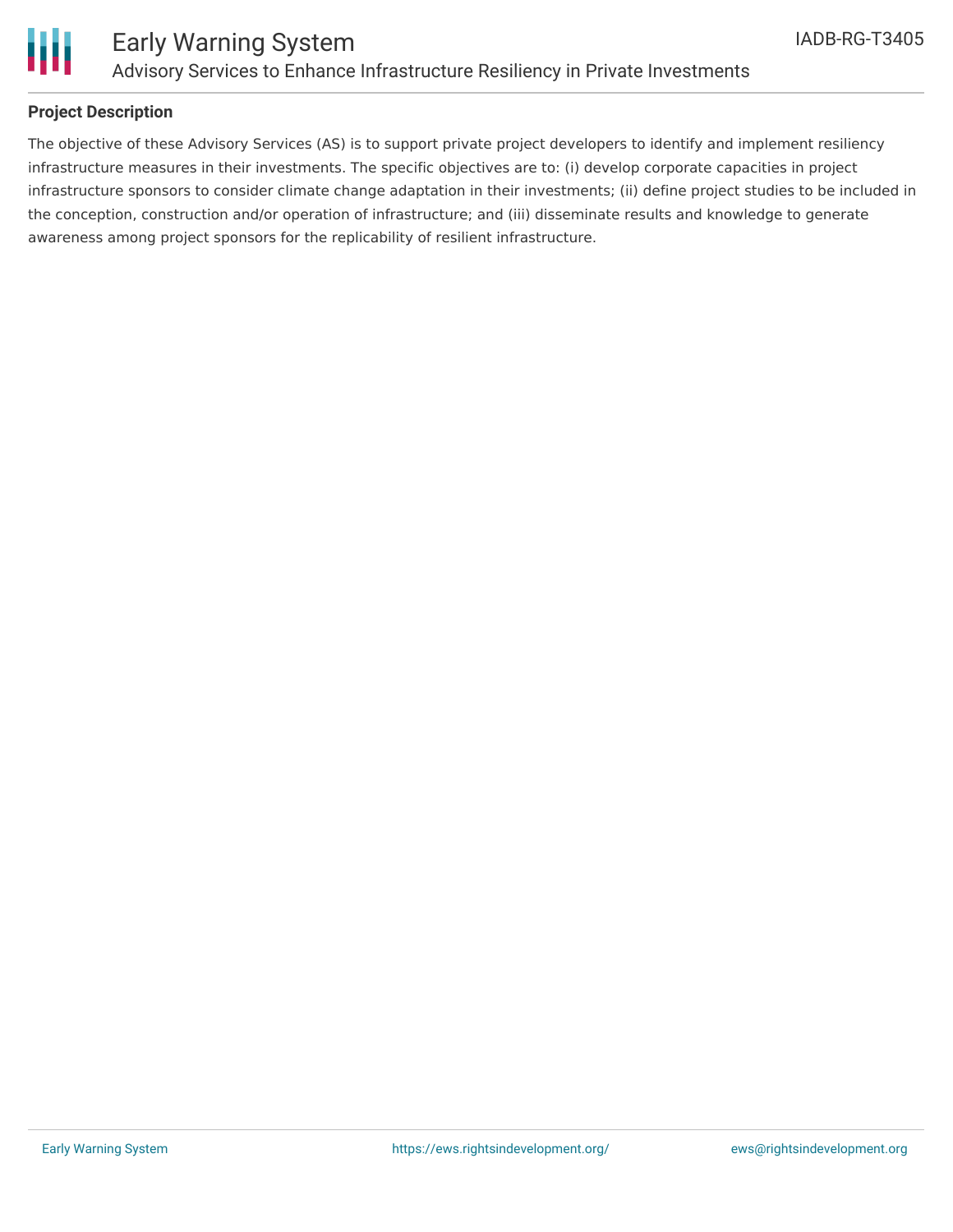**Project Description**

The objective of these Advisory Services (AS) is to support private project developers to identify and implement resiliency infrastructure measures in their investments. The specific objectives are to: (i) develop corporate capacities in project infrastructure sponsors to consider climate change adaptation in their investments; (ii) define project studies to be included in the conception, construction and/or operation of infrastructure; and (iii) disseminate results and knowledge to generate awareness among project sponsors for the replicability of resilient infrastructure.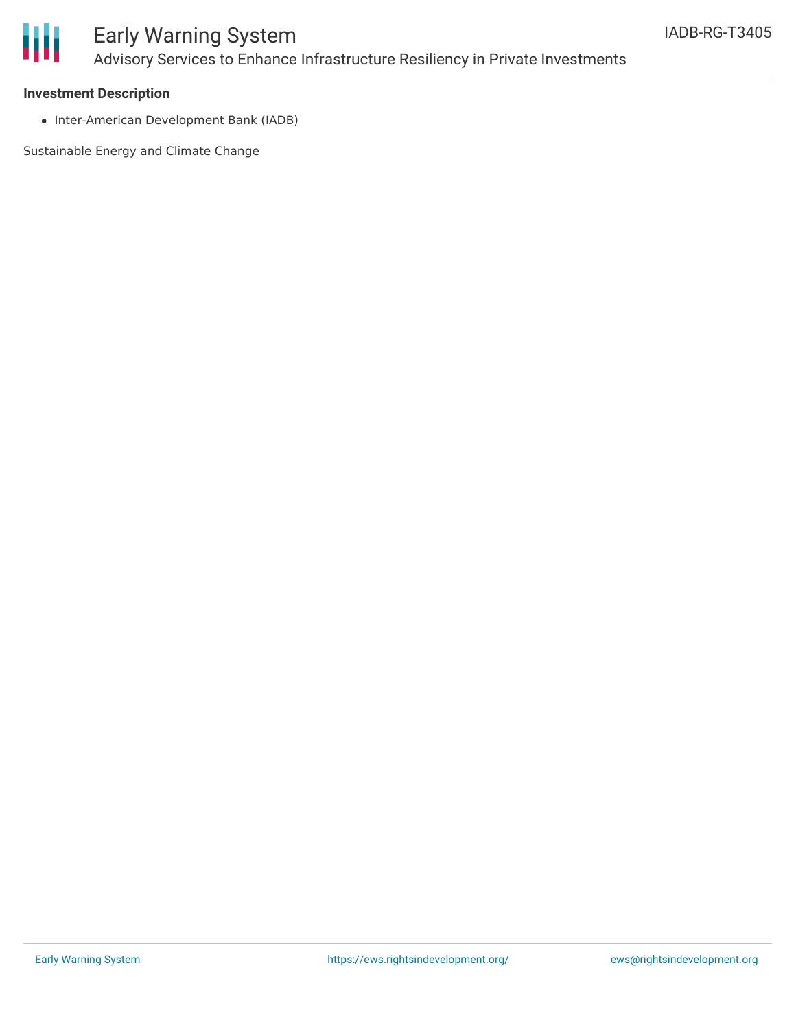### Investment Description

- Inter-American Development Bank (IADB)

Sustainable Energy and Climate Change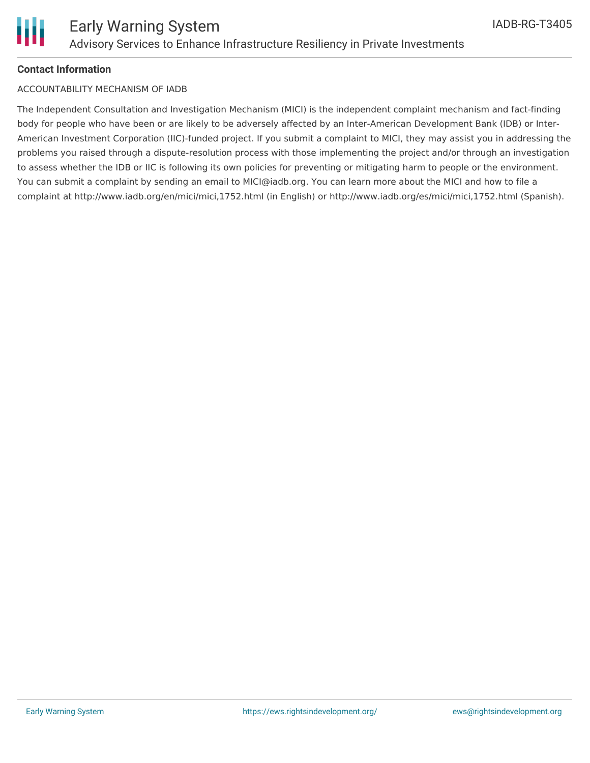**Contact Information**

ACCOUNTABILITY MECHANISM OF IADB

The Independent Consultation and Investigation Mechanism (MICI) is the independent complaint mechanism and fact-finding body for people who have been or are likely to be adversely affected by an Inter-American Development Bank (IDB) or Inter-American Investment Corporation (IIC)-funded project. If you submit a complaint to MICI, they may assist you in addressing the problems you raised through a dispute-resolution process with those implementing the project and/or through an investigation to assess whether the IDB or IIC is following its own policies for preventing or mitigating harm to people or the environment. You can submit a complaint by sending an email to MICI@iadb.org. You can learn more about the MICI and how to file a complaint at http://www.iadb.org/en/mici/mici,1752.html (in English) or http://www.iadb.org/es/mici/mici,1752.html (Spanish).